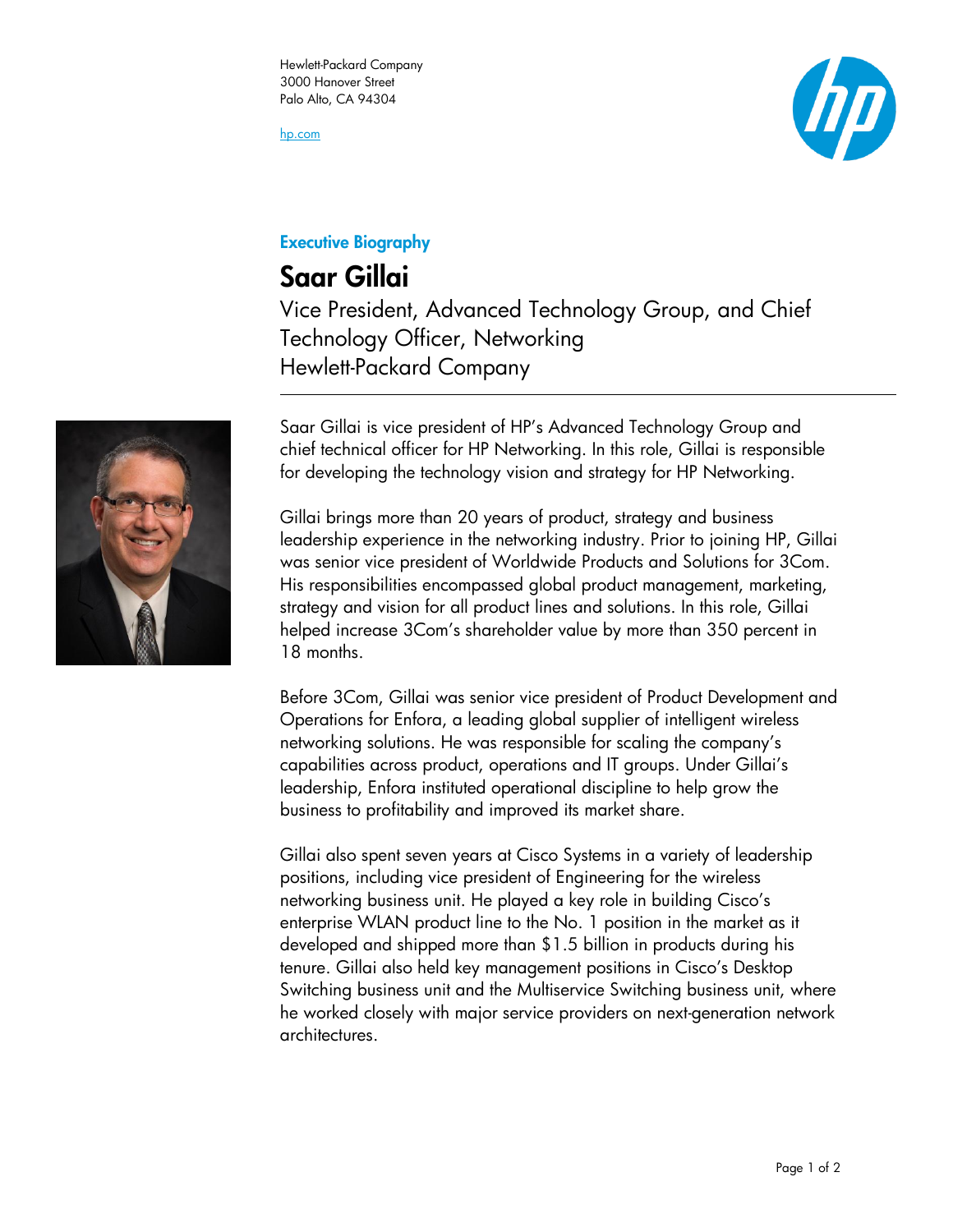Hewlett-Packard Company
3000 Hanover Street
Palo Alto, CA 94304

hp.com

## Executive Biography

# Saar Gillai

Vice President, Advanced Technology Group, and Chief Technology Officer, Networking
Hewlett-Packard Company

---

Saar Gillai is vice president of HP's Advanced Technology Group and chief technical officer for HP Networking. In this role, Gillai is responsible for developing the technology vision and strategy for HP Networking.

Gillai brings more than 20 years of product, strategy and business leadership experience in the networking industry. Prior to joining HP, Gillai was senior vice president of Worldwide Products and Solutions for 3Com. His responsibilities encompassed global product management, marketing, strategy and vision for all product lines and solutions. In this role, Gillai helped increase 3Com's shareholder value by more than 350 percent in 18 months.

Before 3Com, Gillai was senior vice president of Product Development and Operations for Enfora, a leading global supplier of intelligent wireless networking solutions. He was responsible for scaling the company's capabilities across product, operations and IT groups. Under Gillai's leadership, Enfora instituted operational discipline to help grow the business to profitability and improved its market share.

Gillai also spent seven years at Cisco Systems in a variety of leadership positions, including vice president of Engineering for the wireless networking business unit. He played a key role in building Cisco's enterprise WLAN product line to the No. 1 position in the market as it developed and shipped more than $1.5 billion in products during his tenure. Gillai also held key management positions in Cisco's Desktop Switching business unit and the Multiservice Switching business unit, where he worked closely with major service providers on next-generation network architectures.